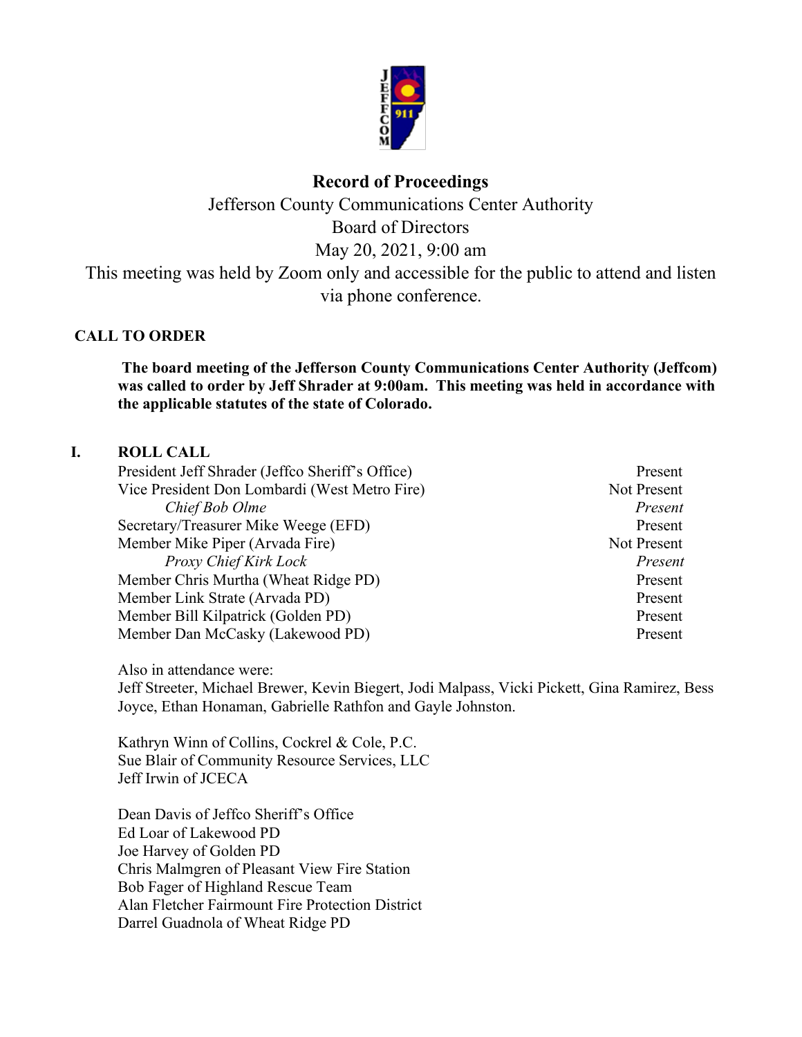# Record of Proceedings

Jefferson County Communications Center Authority
Board of Directors
May 20, 2021, 9:00 am
This meeting was held by Zoom only and accessible for the public to attend and listen via phone conference.

## CALL TO ORDER

**The board meeting of the Jefferson County Communications Center Authority (Jeffcom) was called to order by Jeff Shrader at 9:00am. This meeting was held in accordance with the applicable statutes of the state of Colorado.**

## I. ROLL CALL

| | |
|---|---|
| President Jeff Shrader (Jeffco Sheriff's Office) | Present |
| Vice President Don Lombardi (West Metro Fire) | Not Present |
| *Chief Bob Olme* | *Present* |
| Secretary/Treasurer Mike Weege (EFD) | Present |
| Member Mike Piper (Arvada Fire) | Not Present |
| *Proxy Chief Kirk Lock* | *Present* |
| Member Chris Murtha (Wheat Ridge PD) | Present |
| Member Link Strate (Arvada PD) | Present |
| Member Bill Kilpatrick (Golden PD) | Present |
| Member Dan McCasky (Lakewood PD) | Present |

Also in attendance were:
Jeff Streeter, Michael Brewer, Kevin Biegert, Jodi Malpass, Vicki Pickett, Gina Ramirez, Bess Joyce, Ethan Honaman, Gabrielle Rathfon and Gayle Johnston.

Kathryn Winn of Collins, Cockrel & Cole, P.C.
Sue Blair of Community Resource Services, LLC
Jeff Irwin of JCECA

Dean Davis of Jeffco Sheriff's Office
Ed Loar of Lakewood PD
Joe Harvey of Golden PD
Chris Malmgren of Pleasant View Fire Station
Bob Fager of Highland Rescue Team
Alan Fletcher Fairmount Fire Protection District
Darrel Guadnola of Wheat Ridge PD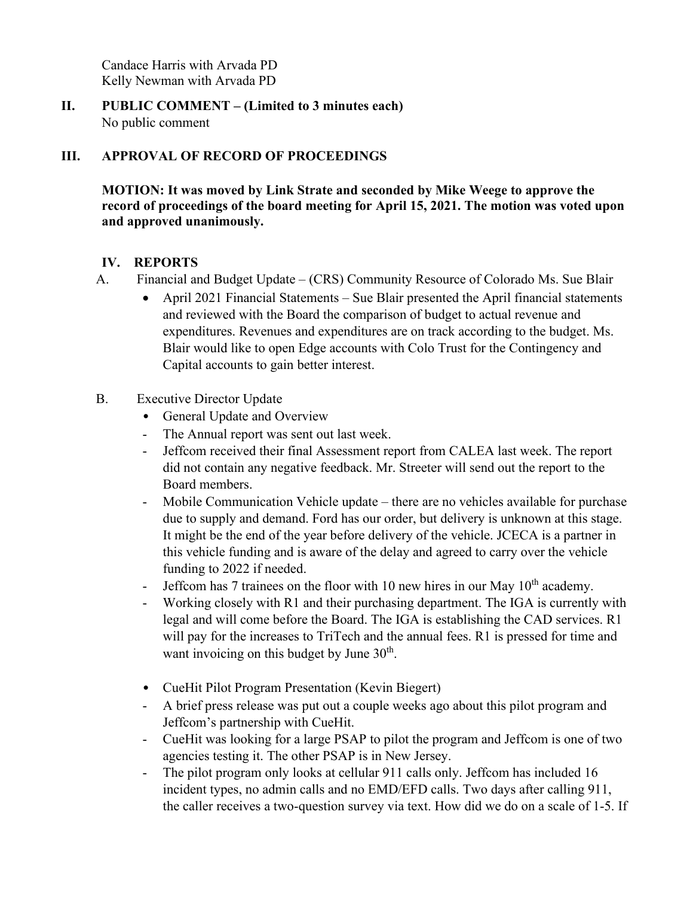Candace Harris with Arvada PD
Kelly Newman with Arvada PD

## II. PUBLIC COMMENT – (Limited to 3 minutes each)

No public comment

## III. APPROVAL OF RECORD OF PROCEEDINGS

**MOTION: It was moved by Link Strate and seconded by Mike Weege to approve the record of proceedings of the board meeting for April 15, 2021. The motion was voted upon and approved unanimously.**

## IV. REPORTS

A. Financial and Budget Update – (CRS) Community Resource of Colorado Ms. Sue Blair

- April 2021 Financial Statements – Sue Blair presented the April financial statements and reviewed with the Board the comparison of budget to actual revenue and expenditures. Revenues and expenditures are on track according to the budget. Ms. Blair would like to open Edge accounts with Colo Trust for the Contingency and Capital accounts to gain better interest.

B. Executive Director Update

- General Update and Overview
  - The Annual report was sent out last week.
  - Jeffcom received their final Assessment report from CALEA last week. The report did not contain any negative feedback. Mr. Streeter will send out the report to the Board members.
  - Mobile Communication Vehicle update – there are no vehicles available for purchase due to supply and demand. Ford has our order, but delivery is unknown at this stage. It might be the end of the year before delivery of the vehicle. JCECA is a partner in this vehicle funding and is aware of the delay and agreed to carry over the vehicle funding to 2022 if needed.
  - Jeffcom has 7 trainees on the floor with 10 new hires in our May 10th academy.
  - Working closely with R1 and their purchasing department. The IGA is currently with legal and will come before the Board. The IGA is establishing the CAD services. R1 will pay for the increases to TriTech and the annual fees. R1 is pressed for time and want invoicing on this budget by June 30th.

- CueHit Pilot Program Presentation (Kevin Biegert)
  - A brief press release was put out a couple weeks ago about this pilot program and Jeffcom's partnership with CueHit.
  - CueHit was looking for a large PSAP to pilot the program and Jeffcom is one of two agencies testing it. The other PSAP is in New Jersey.
  - The pilot program only looks at cellular 911 calls only. Jeffcom has included 16 incident types, no admin calls and no EMD/EFD calls. Two days after calling 911, the caller receives a two-question survey via text. How did we do on a scale of 1-5. If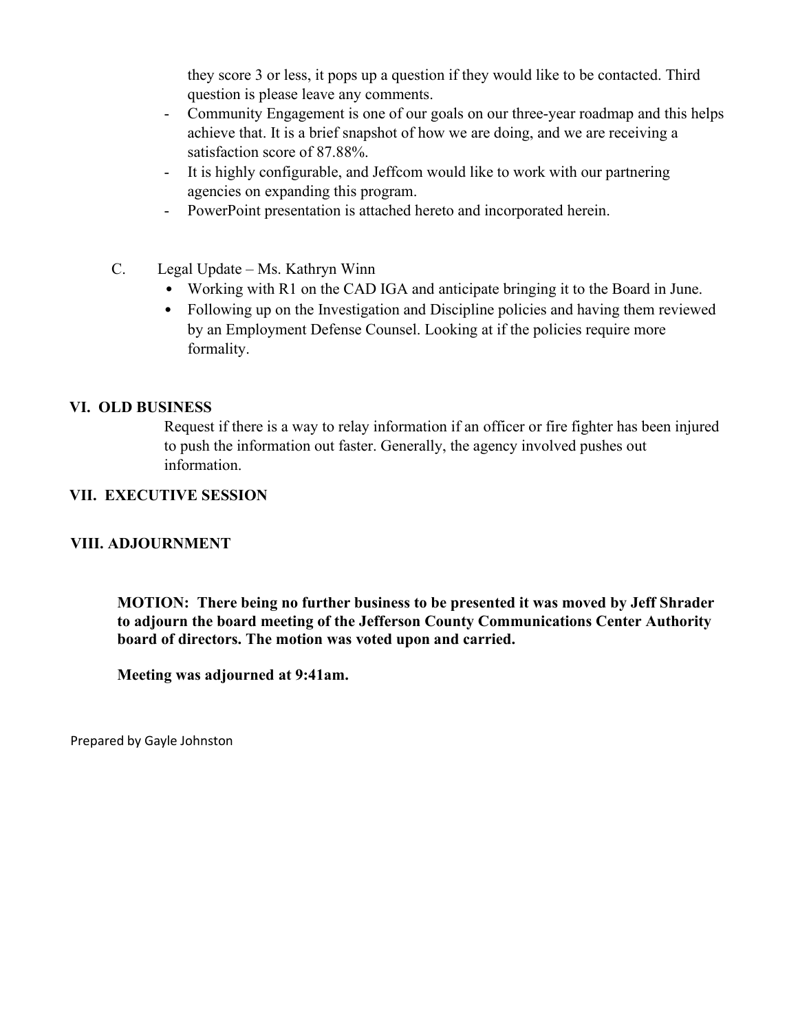they score 3 or less, it pops up a question if they would like to be contacted. Third question is please leave any comments.

- Community Engagement is one of our goals on our three-year roadmap and this helps achieve that. It is a brief snapshot of how we are doing, and we are receiving a satisfaction score of 87.88%.
- It is highly configurable, and Jeffcom would like to work with our partnering agencies on expanding this program.
- PowerPoint presentation is attached hereto and incorporated herein.

C. Legal Update – Ms. Kathryn Winn

- Working with R1 on the CAD IGA and anticipate bringing it to the Board in June.
- Following up on the Investigation and Discipline policies and having them reviewed by an Employment Defense Counsel. Looking at if the policies require more formality.

## VI. OLD BUSINESS

Request if there is a way to relay information if an officer or fire fighter has been injured to push the information out faster. Generally, the agency involved pushes out information.

## VII. EXECUTIVE SESSION

## VIII. ADJOURNMENT

**MOTION: There being no further business to be presented it was moved by Jeff Shrader to adjourn the board meeting of the Jefferson County Communications Center Authority board of directors. The motion was voted upon and carried.**

**Meeting was adjourned at 9:41am.**

Prepared by Gayle Johnston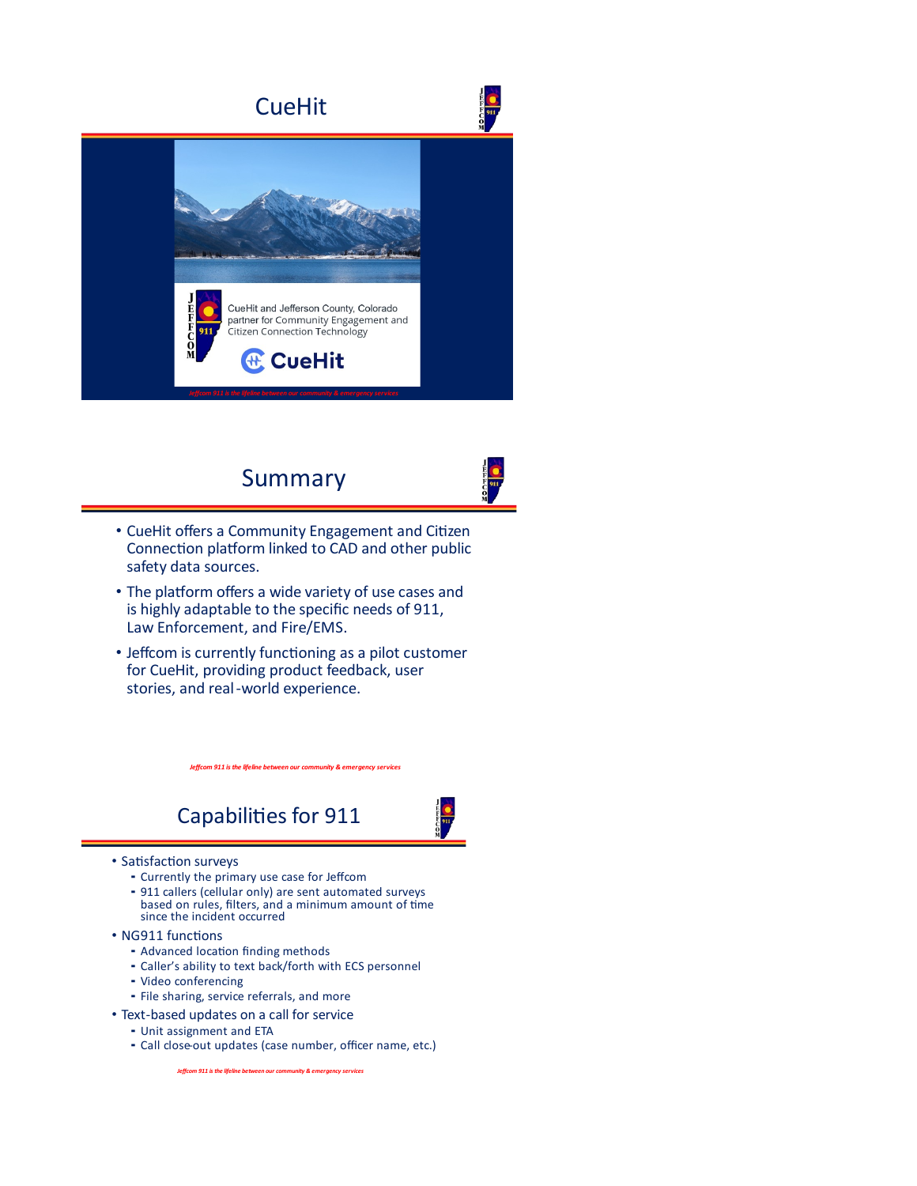# CueHit

CueHit and Jefferson County, Colorado partner for Community Engagement and Citizen Connection Technology

CueHit

*Jeffcom 911 is the lifeline between our community & emergency services*

# Summary

- CueHit offers a Community Engagement and Citizen Connection platform linked to CAD and other public safety data sources.
- The platform offers a wide variety of use cases and is highly adaptable to the specific needs of 911, Law Enforcement, and Fire/EMS.
- Jeffcom is currently functioning as a pilot customer for CueHit, providing product feedback, user stories, and real-world experience.

*Jeffcom 911 is the lifeline between our community & emergency services*

# Capabilities for 911

- Satisfaction surveys
  - Currently the primary use case for Jeffcom
  - 911 callers (cellular only) are sent automated surveys based on rules, filters, and a minimum amount of time since the incident occurred
- NG911 functions
  - Advanced location finding methods
  - Caller's ability to text back/forth with ECS personnel
  - Video conferencing
  - File sharing, service referrals, and more
- Text-based updates on a call for service
  - Unit assignment and ETA
  - Call close-out updates (case number, officer name, etc.)

*Jeffcom 911 is the lifeline between our community & emergency services*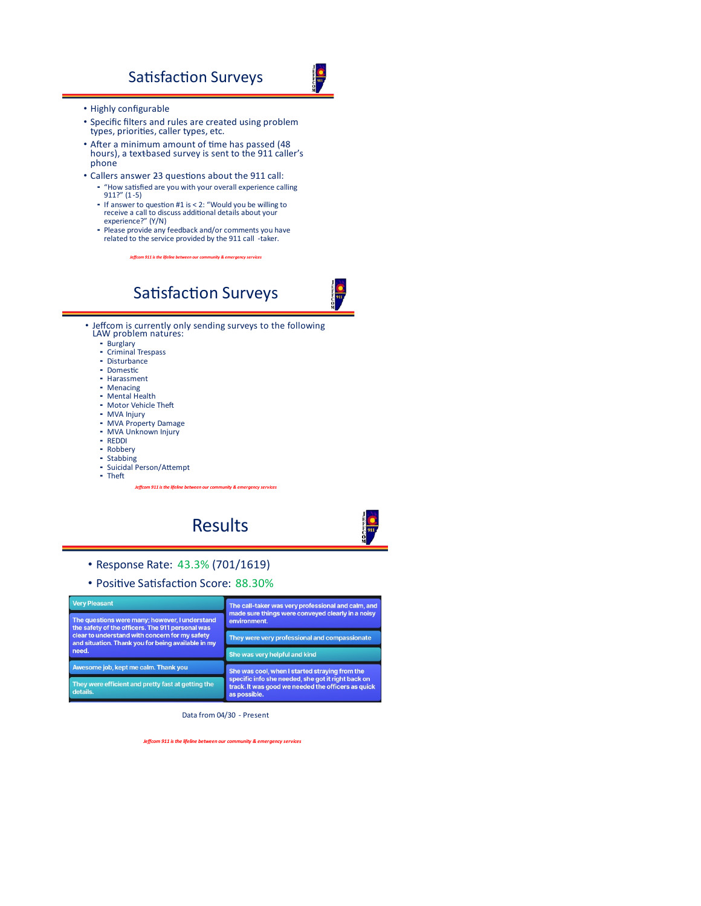## Satisfaction Surveys

- Highly configurable
- Specific filters and rules are created using problem types, priorities, caller types, etc.
- After a minimum amount of time has passed (48 hours), a textbased survey is sent to the 911 caller's phone
- Callers answer 23 questions about the 911 call:
  - "How satisfied are you with your overall experience calling 911?" (1-5)
  - If answer to question #1 is < 2: "Would you be willing to receive a call to discuss additional details about your experience?" (Y/N)
  - Please provide any feedback and/or comments you have related to the service provided by the 911 call -taker.

*Jeffcom 911 is the lifeline between our community & emergency services*

## Satisfaction Surveys

- Jeffcom is currently only sending surveys to the following LAW problem natures:
  - Burglary
  - Criminal Trespass
  - Disturbance
  - Domestic
  - Harassment
  - Menacing
  - Mental Health
  - Motor Vehicle Theft
  - MVA Injury
  - MVA Property Damage
  - MVA Unknown Injury
  - REDDI
  - Robbery
  - Stabbing
  - Suicidal Person/Attempt
  - Theft

*Jeffcom 911 is the lifeline between our community & emergency services*

## Results

- Response Rate: 43.3% (701/1619)
- Positive Satisfaction Score: 88.30%

| | |
|---|---|
| Very Pleasant | The call-taker was very professional and calm, and made sure things were conveyed clearly in a noisy environment. |
| The questions were many; however, I understand the safety of the officers. The 911 personal was clear to understand with concern for my safety and situation. Thank you for being available in my need. | They were very professional and compassionate |
| Awesome job, kept me calm. Thank you | She was very helpful and kind |
| They were efficient and pretty fast at getting the details. | She was cool, when I started straying from the specific info she needed, she got it right back on track. It was good we needed the officers as quick as possible. |

Data from 04/30 - Present

*Jeffcom 911 is the lifeline between our community & emergency services*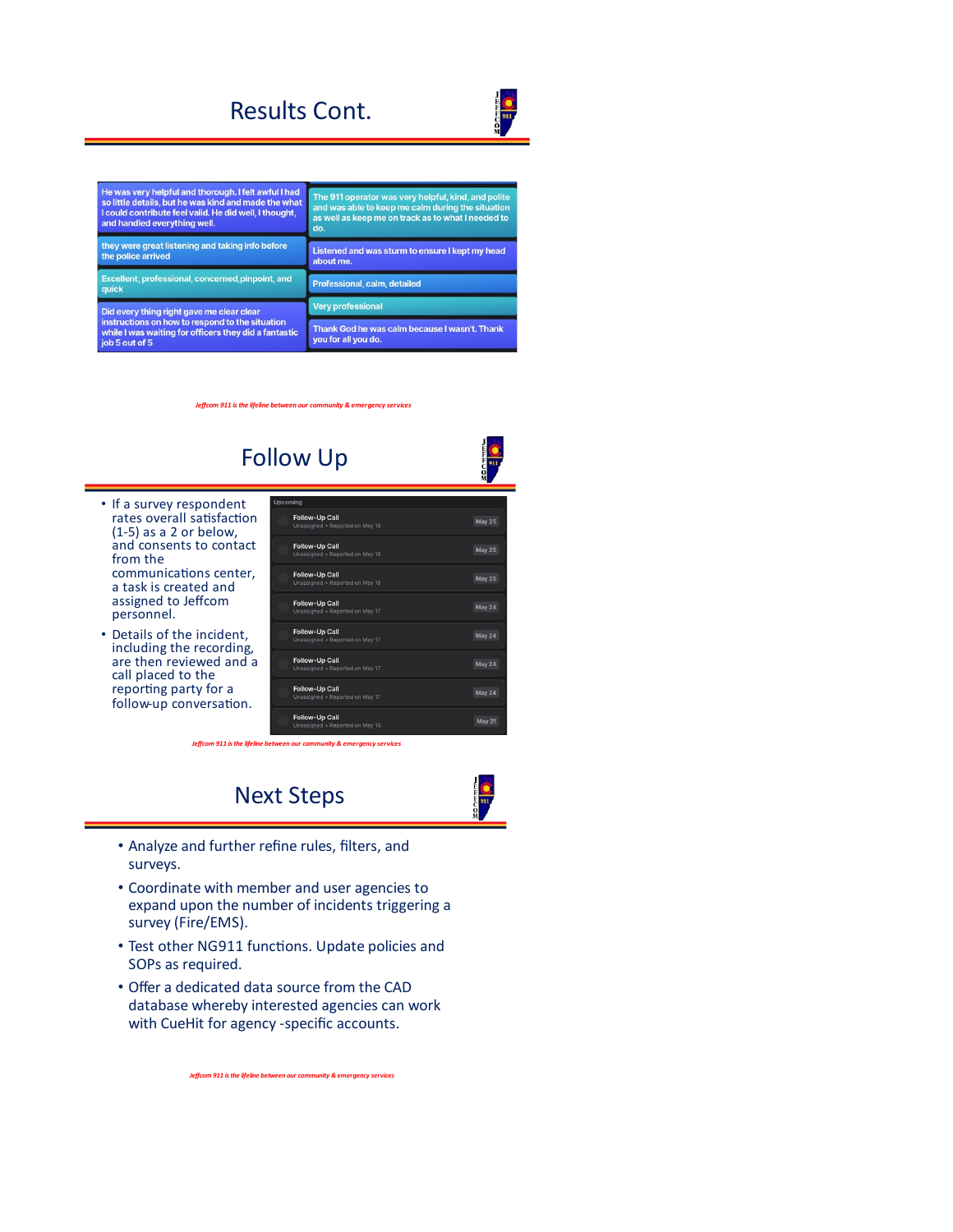## Results Cont.

| | |
|---|---|
| He was very helpful and thorough. I felt awful I had so little details, but he was kind and made the what I could contribute feel valid. He did well, I thought, and handled everything well. | The 911 operator was very helpful, kind, and polite and was able to keep me calm during the situation as well as keep me on track as to what I needed to do. |
| they were great listening and taking info before the police arrived | Listened and was sturm to ensure I kept my head about me. |
| Excellent, professional, concerned,pinpoint, and quick | Professional, calm, detailed |
| Did every thing right gave me clear clear instructions on how to respond to the situation while I was waiting for officers they did a fantastic job 5 out of 5 | Very professional |
| | Thank God he was calm because I wasn't. Thank you for all you do. |

*Jeffcom 911 is the lifeline between our community & emergency services*

## Follow Up

- If a survey respondent rates overall satisfaction (1-5) as a 2 or below, and consents to contact from the communications center, a task is created and assigned to Jeffcom personnel.
- Details of the incident, including the recording, are then reviewed and a call placed to the reporting party for a follow-up conversation.

Upcoming

| | |
|---|---|
| Follow-Up Call<br>Unassigned • Reported on May 18 | May 25 |
| Follow-Up Call<br>Unassigned • Reported on May 18 | May 25 |
| Follow-Up Call<br>Unassigned • Reported on May 18 | May 25 |
| Follow-Up Call<br>Unassigned • Reported on May 17 | May 24 |
| Follow-Up Call<br>Unassigned • Reported on May 17 | May 24 |
| Follow-Up Call<br>Unassigned • Reported on May 17 | May 24 |
| Follow-Up Call<br>Unassigned • Reported on May 17 | May 24 |
| Follow-Up Call<br>Unassigned • Reported on May 14 | May 21 |

*Jeffcom 911 is the lifeline between our community & emergency services*

## Next Steps

- Analyze and further refine rules, filters, and surveys.
- Coordinate with member and user agencies to expand upon the number of incidents triggering a survey (Fire/EMS).
- Test other NG911 functions. Update policies and SOPs as required.
- Offer a dedicated data source from the CAD database whereby interested agencies can work with CueHit for agency -specific accounts.

*Jeffcom 911 is the lifeline between our community & emergency services*